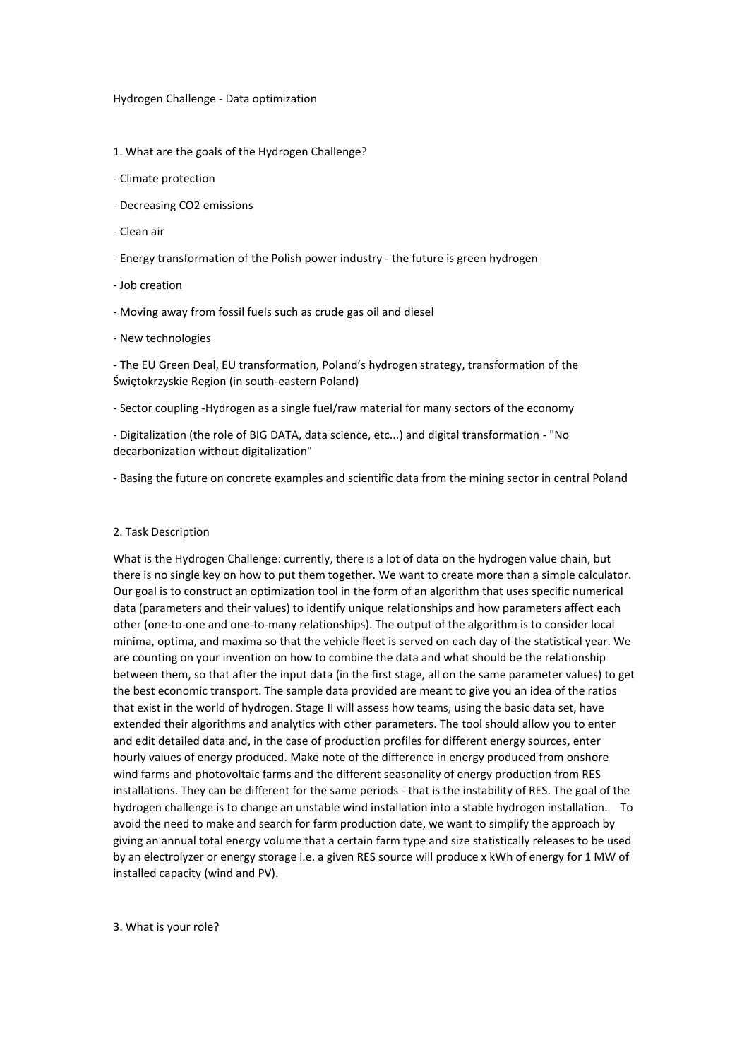# Hydrogen Challenge - Data optimization

## 1. What are the goals of the Hydrogen Challenge?

- Climate protection
- Decreasing $CO_2$ emissions
- Clean air
- Energy transformation of the Polish power industry - the future is green hydrogen
- Job creation
- Moving away from fossil fuels such as crude gas oil and diesel
- New technologies
- The EU Green Deal, EU transformation, Poland's hydrogen strategy, transformation of the Świętokrzyskie Region (in south-eastern Poland)
- Sector coupling -Hydrogen as a single fuel/raw material for many sectors of the economy
- Digitalization (the role of BIG DATA, data science, etc...) and digital transformation - "No decarbonization without digitalization"
- Basing the future on concrete examples and scientific data from the mining sector in central Poland

## 2. Task Description

What is the Hydrogen Challenge: currently, there is a lot of data on the hydrogen value chain, but there is no single key on how to put them together. We want to create more than a simple calculator. Our goal is to construct an optimization tool in the form of an algorithm that uses specific numerical data (parameters and their values) to identify unique relationships and how parameters affect each other (one-to-one and one-to-many relationships). The output of the algorithm is to consider local minima, optima, and maxima so that the vehicle fleet is served on each day of the statistical year. We are counting on your invention on how to combine the data and what should be the relationship between them, so that after the input data (in the first stage, all on the same parameter values) to get the best economic transport. The sample data provided are meant to give you an idea of the ratios that exist in the world of hydrogen. Stage II will assess how teams, using the basic data set, have extended their algorithms and analytics with other parameters. The tool should allow you to enter and edit detailed data and, in the case of production profiles for different energy sources, enter hourly values of energy produced. Make note of the difference in energy produced from onshore wind farms and photovoltaic farms and the different seasonality of energy production from RES installations. They can be different for the same periods - that is the instability of RES. The goal of the hydrogen challenge is to change an unstable wind installation into a stable hydrogen installation. To avoid the need to make and search for farm production date, we want to simplify the approach by giving an annual total energy volume that a certain farm type and size statistically releases to be used by an electrolyzer or energy storage i.e. a given RES source will produce x kWh of energy for 1 MW of installed capacity (wind and PV).

## 3. What is your role?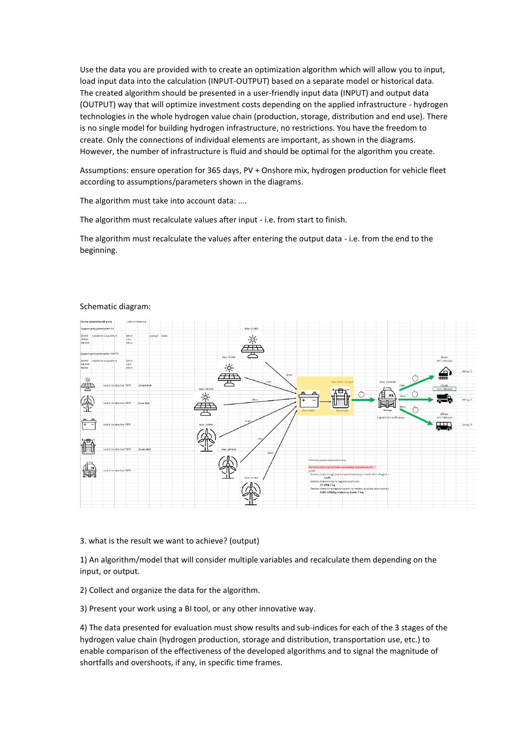Use the data you are provided with to create an optimization algorithm which will allow you to input, load input data into the calculation (INPUT-OUTPUT) based on a separate model or historical data. The created algorithm should be presented in a user-friendly input data (INPUT) and output data (OUTPUT) way that will optimize investment costs depending on the applied infrastructure - hydrogen technologies in the whole hydrogen value chain (production, storage, distribution and end use). There is no single model for building hydrogen infrastructure, no restrictions. You have the freedom to create. Only the connections of individual elements are important, as shown in the diagrams. However, the number of infrastructure is fluid and should be optimal for the algorithm you create.

Assumptions: ensure operation for 365 days, PV + Onshore mix, hydrogen production for vehicle fleet according to assumptions/parameters shown in the diagrams.

The algorithm must take into account data: ....

The algorithm must recalculate values after input - i.e. from start to finish.

The algorithm must recalculate the values after entering the output data - i.e. from the end to the beginning.

Schematic diagram:

Roczny optymalny cykl pracy

Dysponujemy potencjałem PV:

25 MW, 20 MW, 100 MW – odległość od punktu X: 10 km, 5 km, 50 km – przesył – strata

Dysponujemy potencjałem WIATR:

10 MW, 100 MW, 40 MW – odległość od punktu X: 15 km, 5 km, 20 km

cost of construction 1 MW – 2,5 mln PLN

cost of construction 1 MW – 5 mln PLN

cost of construction 1 MW

cost of construction 5 MW – 17 mln PLN

cost of construction 1 MW

Max: 15 MW – 10 km

Max: 70 MW – 5 km

Max: 100 MW – 40km

Max: 10 MW – 15 km

Max: 100 MW – 5 km

Max: 40 MW – 20 km

Akumulator

Elektrolizer – Max: 10MW = 25 kg/h

Storage – Max: 200 MWh – 1 kg H2 / 24 h to 1% straty

0 km – 30 szt. – 24 h / 365 days – 200 kg / h

10 km – 100 szt. – 16 h / 300 days – 500 kg / h

30 km – 200 szt. – 16 h / 300 days – 100 kg / h

Pierwsze pytanie optymalizacyjne:

Czy Akumulator ma być (...)

Średnia strata energii przy transportowaniu jej na każde 5km odległości: 0,5%

Średnia strata energii na magazynowanie H2: 33 kWh/1 kg

Średnia strata H2 na magazynowaniu (w miejscu produkcji albo odbioru): 0,001 kWh/kg wodoru na każde 5 km

3. what is the result we want to achieve? (output)

1) An algorithm/model that will consider multiple variables and recalculate them depending on the input, or output.

2) Collect and organize the data for the algorithm.

3) Present your work using a BI tool, or any other innovative way.

4) The data presented for evaluation must show results and sub-indices for each of the 3 stages of the hydrogen value chain (hydrogen production, storage and distribution, transportation use, etc.) to enable comparison of the effectiveness of the developed algorithms and to signal the magnitude of shortfalls and overshoots, if any, in specific time frames.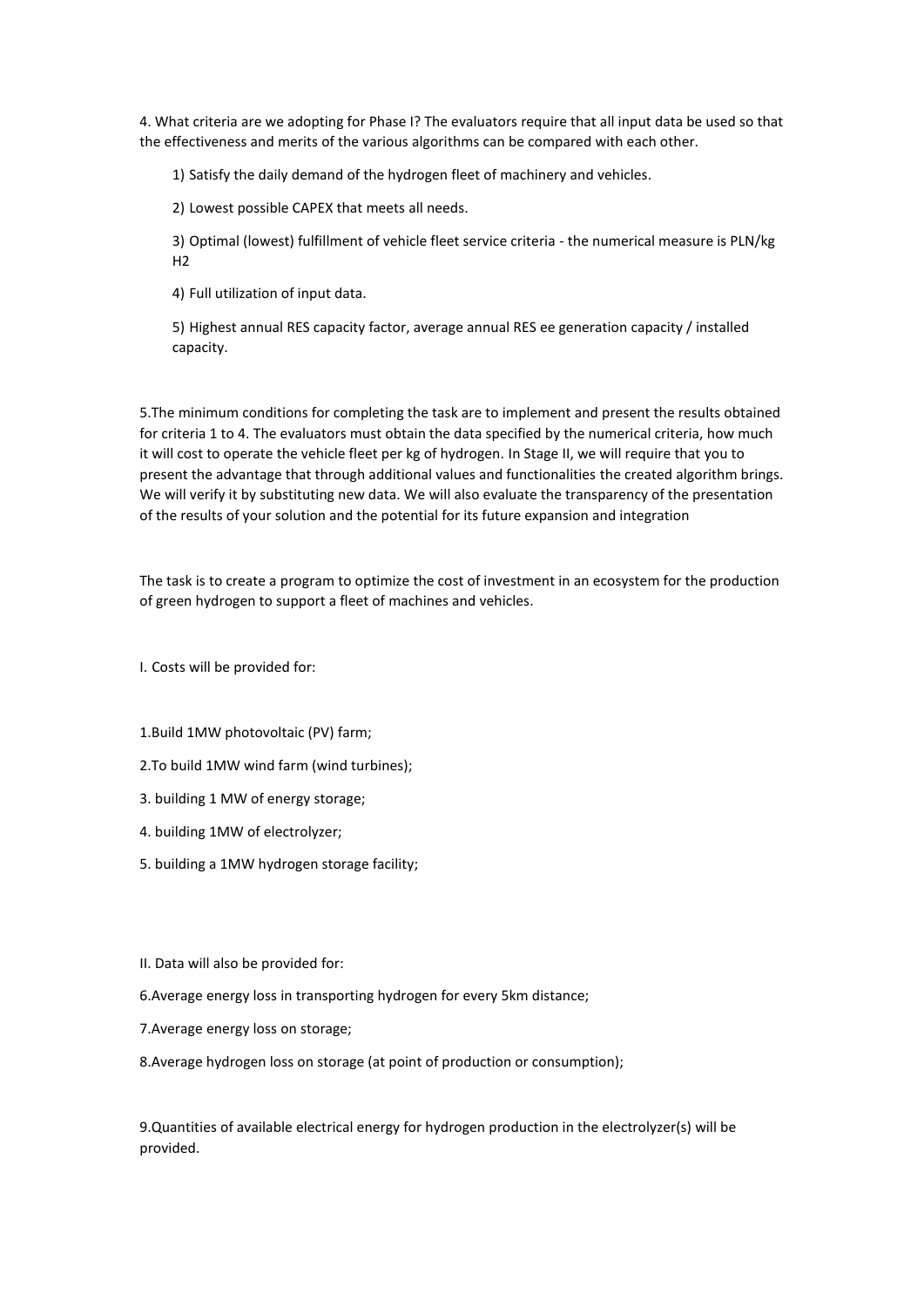4. What criteria are we adopting for Phase I? The evaluators require that all input data be used so that the effectiveness and merits of the various algorithms can be compared with each other.

1) Satisfy the daily demand of the hydrogen fleet of machinery and vehicles.

2) Lowest possible CAPEX that meets all needs.

3) Optimal (lowest) fulfillment of vehicle fleet service criteria - the numerical measure is PLN/kg H2

4) Full utilization of input data.

5) Highest annual RES capacity factor, average annual RES ee generation capacity / installed capacity.

5.The minimum conditions for completing the task are to implement and present the results obtained for criteria 1 to 4. The evaluators must obtain the data specified by the numerical criteria, how much it will cost to operate the vehicle fleet per kg of hydrogen. In Stage II, we will require that you to present the advantage that through additional values and functionalities the created algorithm brings. We will verify it by substituting new data. We will also evaluate the transparency of the presentation of the results of your solution and the potential for its future expansion and integration

The task is to create a program to optimize the cost of investment in an ecosystem for the production of green hydrogen to support a fleet of machines and vehicles.

I. Costs will be provided for:

1.Build 1MW photovoltaic (PV) farm;

2.To build 1MW wind farm (wind turbines);

3. building 1 MW of energy storage;

4. building 1MW of electrolyzer;

5. building a 1MW hydrogen storage facility;

II. Data will also be provided for:

6.Average energy loss in transporting hydrogen for every 5km distance;

7.Average energy loss on storage;

8.Average hydrogen loss on storage (at point of production or consumption);

9.Quantities of available electrical energy for hydrogen production in the electrolyzer(s) will be provided.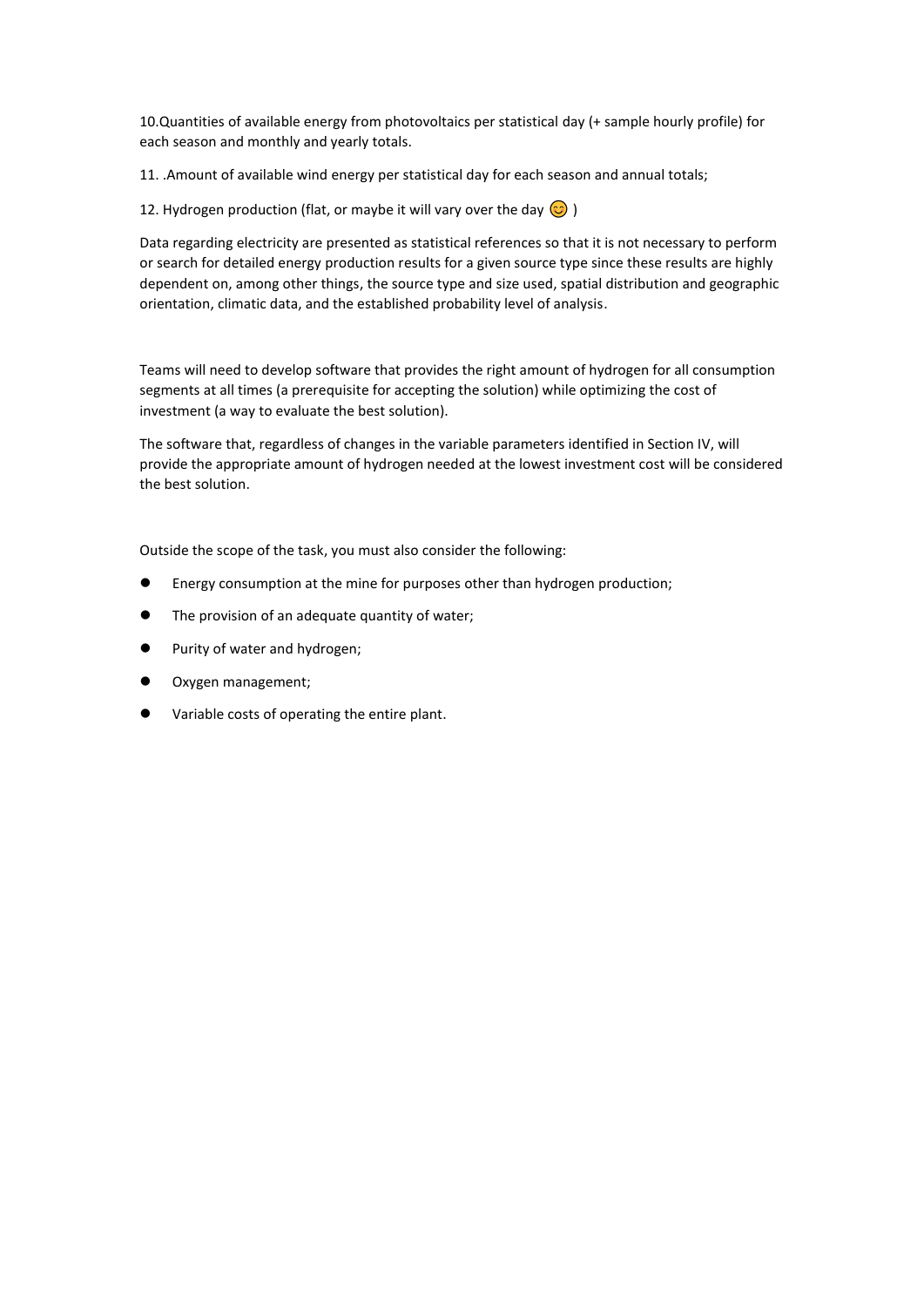10.Quantities of available energy from photovoltaics per statistical day (+ sample hourly profile) for each season and monthly and yearly totals.

11. .Amount of available wind energy per statistical day for each season and annual totals;

12. Hydrogen production (flat, or maybe it will vary over the day 😊 )

Data regarding electricity are presented as statistical references so that it is not necessary to perform or search for detailed energy production results for a given source type since these results are highly dependent on, among other things, the source type and size used, spatial distribution and geographic orientation, climatic data, and the established probability level of analysis.

Teams will need to develop software that provides the right amount of hydrogen for all consumption segments at all times (a prerequisite for accepting the solution) while optimizing the cost of investment (a way to evaluate the best solution).

The software that, regardless of changes in the variable parameters identified in Section IV, will provide the appropriate amount of hydrogen needed at the lowest investment cost will be considered the best solution.

Outside the scope of the task, you must also consider the following:

- Energy consumption at the mine for purposes other than hydrogen production;
- The provision of an adequate quantity of water;
- Purity of water and hydrogen;
- Oxygen management;
- Variable costs of operating the entire plant.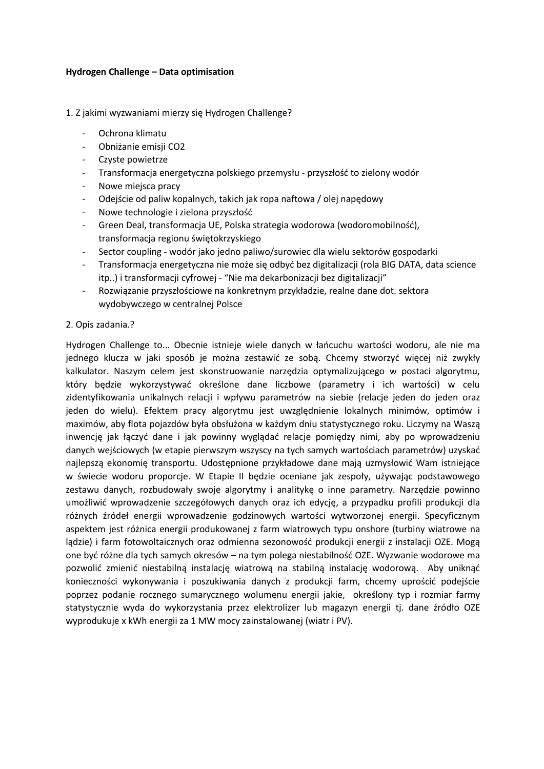**Hydrogen Challenge – Data optimisation**

1. Z jakimi wyzwaniami mierzy się Hydrogen Challenge?

- Ochrona klimatu
- Obniżanie emisji $CO_2$
- Czyste powietrze
- Transformacja energetyczna polskiego przemysłu - przyszłość to zielony wodór
- Nowe miejsca pracy
- Odejście od paliw kopalnych, takich jak ropa naftowa / olej napędowy
- Nowe technologie i zielona przyszłość
- Green Deal, transformacja UE, Polska strategia wodorowa (wodoromobilność), transformacja regionu świętokrzyskiego
- Sector coupling - wodór jako jedno paliwo/surowiec dla wielu sektorów gospodarki
- Transformacja energetyczna nie może się odbyć bez digitalizacji (rola BIG DATA, data science itp..) i transformacji cyfrowej - "Nie ma dekarbonizacji bez digitalizacji"
- Rozwiązanie przyszłościowe na konkretnym przykładzie, realne dane dot. sektora wydobywczego w centralnej Polsce

2. Opis zadania.?

Hydrogen Challenge to... Obecnie istnieje wiele danych w łańcuchu wartości wodoru, ale nie ma jednego klucza w jaki sposób je można zestawić ze sobą. Chcemy stworzyć więcej niż zwykły kalkulator. Naszym celem jest skonstruowanie narzędzia optymalizującego w postaci algorytmu, który będzie wykorzystywać określone dane liczbowe (parametry i ich wartości) w celu zidentyfikowania unikalnych relacji i wpływu parametrów na siebie (relacje jeden do jeden oraz jeden do wielu). Efektem pracy algorytmu jest uwzględnienie lokalnych minimów, optimów i maximów, aby flota pojazdów była obsłużona w każdym dniu statystycznego roku. Liczymy na Waszą inwencję jak łączyć dane i jak powinny wyglądać relacje pomiędzy nimi, aby po wprowadzeniu danych wejściowych (w etapie pierwszym wszyscy na tych samych wartościach parametrów) uzyskać najlepszą ekonomię transportu. Udostępnione przykładowe dane mają uzmysłowić Wam istniejące w świecie wodoru proporcje. W Etapie II będzie oceniane jak zespoły, używając podstawowego zestawu danych, rozbudowały swoje algorytmy i analitykę o inne parametry. Narzędzie powinno umożliwić wprowadzenie szczegółowych danych oraz ich edycję, a przypadku profili produkcji dla różnych źródeł energii wprowadzenie godzinowych wartości wytworzonej energii. Specyficznym aspektem jest różnica energii produkowanej z farm wiatrowych typu onshore (turbiny wiatrowe na lądzie) i farm fotowoltaicznych oraz odmienna sezonowość produkcji energii z instalacji OZE. Mogą one być różne dla tych samych okresów – na tym polega niestabilność OZE. Wyzwanie wodorowe ma pozwolić zmienić niestabilną instalację wiatrową na stabilną instalację wodorową. Aby uniknąć konieczności wykonywania i poszukiwania danych z produkcji farm, chcemy uprościć podejście poprzez podanie rocznego sumarycznego wolumenu energii jakie, określony typ i rozmiar farmy statystycznie wyda do wykorzystania przez elektrolizer lub magazyn energii tj. dane źródło OZE wyprodukuje x kWh energii za 1 MW mocy zainstalowanej (wiatr i PV).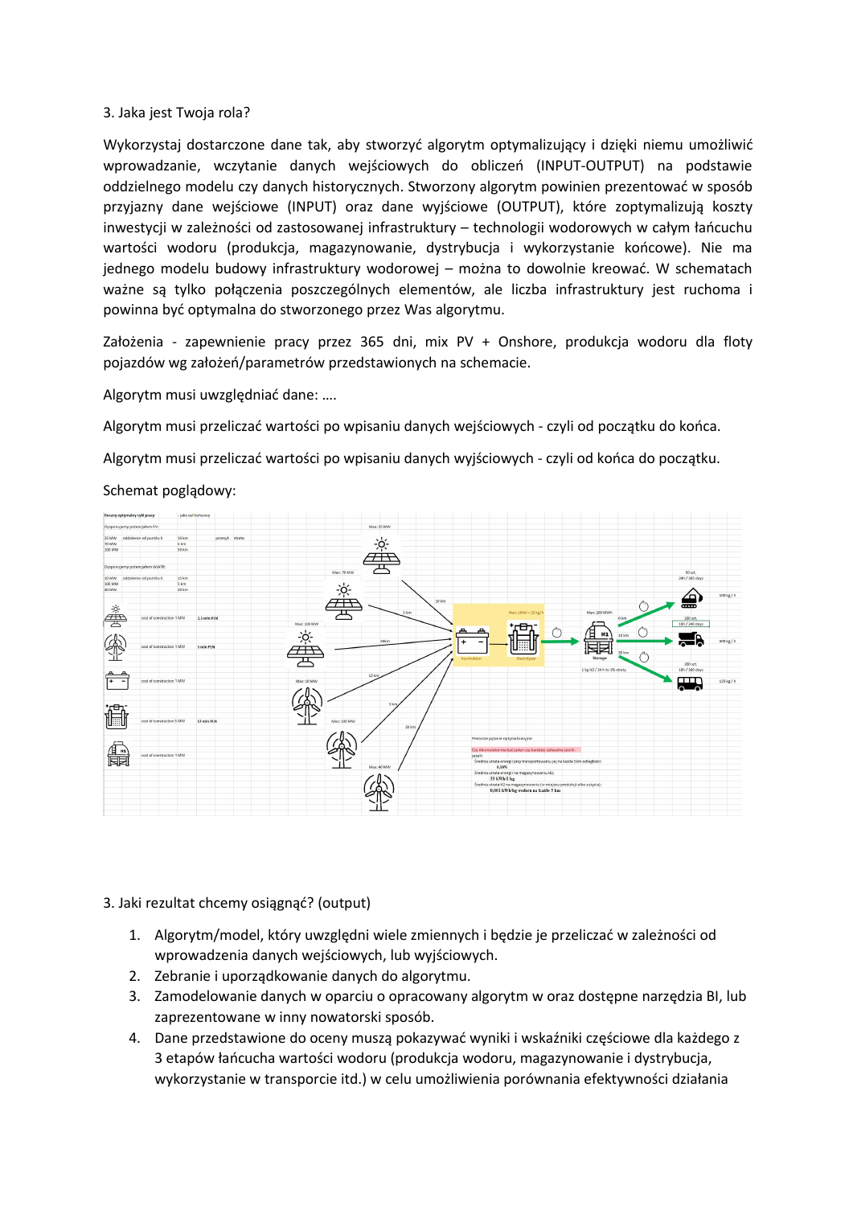3. Jaka jest Twoja rola?

Wykorzystaj dostarczone dane tak, aby stworzyć algorytm optymalizujący i dzięki niemu umożliwić wprowadzanie, wczytanie danych wejściowych do obliczeń (INPUT-OUTPUT) na podstawie oddzielnego modelu czy danych historycznych. Stworzony algorytm powinien prezentować w sposób przyjazny dane wejściowe (INPUT) oraz dane wyjściowe (OUTPUT), które zoptymalizują koszty inwestycji w zależności od zastosowanej infrastruktury – technologii wodorowych w całym łańcuchu wartości wodoru (produkcja, magazynowanie, dystrybucja i wykorzystanie końcowe). Nie ma jednego modelu budowy infrastruktury wodorowej – można to dowolnie kreować. W schematach ważne są tylko połączenia poszczególnych elementów, ale liczba infrastruktury jest ruchoma i powinna być optymalna do stworzonego przez Was algorytmu.

Założenia - zapewnienie pracy przez 365 dni, mix PV + Onshore, produkcja wodoru dla floty pojazdów wg założeń/parametrów przedstawionych na schemacie.

Algorytm musi uwzględniać dane: ….

Algorytm musi przeliczać wartości po wpisaniu danych wejściowych - czyli od początku do końca.

Algorytm musi przeliczać wartości po wpisaniu danych wyjściowych - czyli od końca do początku.

Schemat poglądowy:

Szukamy optymalnego cyklu pracy - jako cel końcowy

Dysponujemy potencjałem PV:

25 MW oddalenie od punktu X 10 km
70 MW 5 km
100 MW 30 km

Dysponujemy potencjałem WIATR:

10 MW oddalenie od punktu X 15 km
100 MW 5 km
40 MW 20 km

cost of construction 1 MW 2,5 mln PLN
cost of construction 1 MW 5 mln PLN
cost of construction 1 MW
cost of construction 5 MW 17 mln PLN
cost of construction 1 MW

Max: 25 MW
Max: 70 MW
Max: 100 MW
Max: 10 MW
Max: 100 MW
Max: 40 MW

10 km
5 km
30 km
15 km
5 km
20 km

Akumulator
Elektrolizer
Max: 1MW = 15 kg/h
Max: 200 MWh
Storage
1 kg H2 / 24 h to 3% straty

0 km
10 km
50 km

50 szt. 24h / 365 days 100 kg / h
100 szt. 10h / 240 days 300 kg / h
200 szt. 10h / 360 days 125 kg / h

Przewidywane optymalizacyjne

Czy Akumulator ma być jeden czy kilka?

Jeżeli:
Średnia utrata energii przy transportowaniu jej na każde 5 km odległości:
0,50%
Średnia utrata energii na magazynowaniu H2:
33 kWh/1 kg
Średnia utrata H2 na magazynowaniu (w miejscu produkcji albo zużycia):
0,001 kWh/kg wodoru na każde 5 km

3. Jaki rezultat chcemy osiągnąć? (output)

1. Algorytm/model, który uwzględni wiele zmiennych i będzie je przeliczać w zależności od wprowadzenia danych wejściowych, lub wyjściowych.
2. Zebranie i uporządkowanie danych do algorytmu.
3. Zamodelowanie danych w oparciu o opracowany algorytm w oraz dostępne narzędzia BI, lub zaprezentowane w inny nowatorski sposób.
4. Dane przedstawione do oceny muszą pokazywać wyniki i wskaźniki częściowe dla każdego z 3 etapów łańcucha wartości wodoru (produkcja wodoru, magazynowanie i dystrybucja, wykorzystanie w transporcie itd.) w celu umożliwienia porównania efektywności działania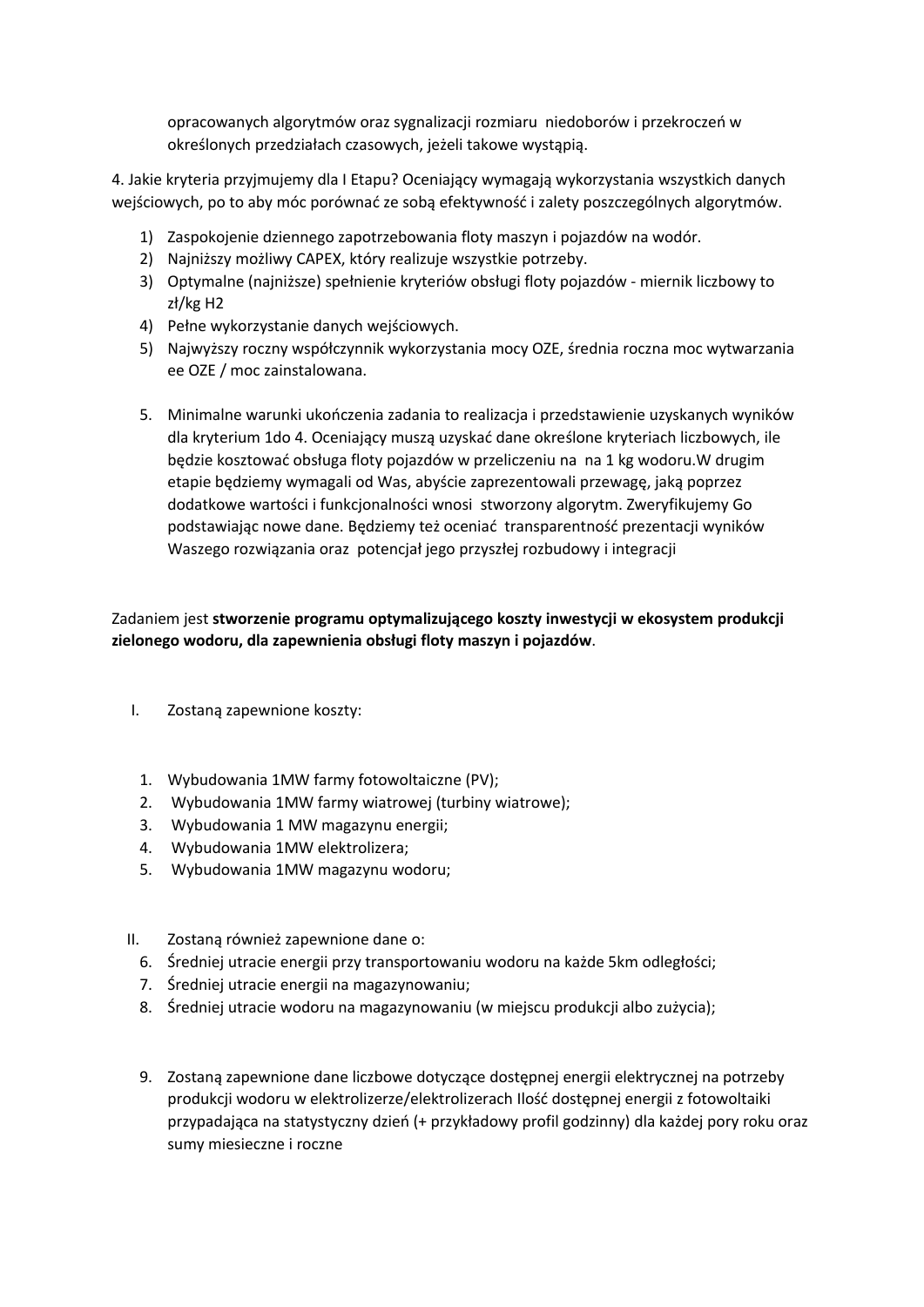opracowanych algorytmów oraz sygnalizacji rozmiaru niedoborów i przekroczeń w określonych przedziałach czasowych, jeżeli takowe wystąpią.

4. Jakie kryteria przyjmujemy dla I Etapu? Oceniający wymagają wykorzystania wszystkich danych wejściowych, po to aby móc porównać ze sobą efektywność i zalety poszczególnych algorytmów.

1) Zaspokojenie dziennego zapotrzebowania floty maszyn i pojazdów na wodór.
2) Najniższy możliwy CAPEX, który realizuje wszystkie potrzeby.
3) Optymalne (najniższe) spełnienie kryteriów obsługi floty pojazdów - miernik liczbowy to zł/kg H2
4) Pełne wykorzystanie danych wejściowych.
5) Najwyższy roczny współczynnik wykorzystania mocy OZE, średnia roczna moc wytwarzania ee OZE / moc zainstalowana.

5. Minimalne warunki ukończenia zadania to realizacja i przedstawienie uzyskanych wyników dla kryterium 1do 4. Oceniający muszą uzyskać dane określone kryteriach liczbowych, ile będzie kosztować obsługa floty pojazdów w przeliczeniu na na 1 kg wodoru.W drugim etapie będziemy wymagali od Was, abyście zaprezentowali przewagę, jaką poprzez dodatkowe wartości i funkcjonalności wnosi stworzony algorytm. Zweryfikujemy Go podstawiając nowe dane. Będziemy też oceniać transparentność prezentacji wyników Waszego rozwiązania oraz potencjał jego przyszłej rozbudowy i integracji

Zadaniem jest **stworzenie programu optymalizującego koszty inwestycji w ekosystem produkcji zielonego wodoru, dla zapewnienia obsługi floty maszyn i pojazdów**.

I. Zostaną zapewnione koszty:

1. Wybudowania 1MW farmy fotowoltaiczne (PV);
2. Wybudowania 1MW farmy wiatrowej (turbiny wiatrowe);
3. Wybudowania 1 MW magazynu energii;
4. Wybudowania 1MW elektrolizera;
5. Wybudowania 1MW magazynu wodoru;

II. Zostaną również zapewnione dane o:

6. Średniej utracie energii przy transportowaniu wodoru na każde 5km odległości;
7. Średniej utracie energii na magazynowaniu;
8. Średniej utracie wodoru na magazynowaniu (w miejscu produkcji albo zużycia);

9. Zostaną zapewnione dane liczbowe dotyczące dostępnej energii elektrycznej na potrzeby produkcji wodoru w elektrolizerze/elektrolizerach Ilość dostępnej energii z fotowoltaiki przypadająca na statystyczny dzień (+ przykładowy profil godzinny) dla każdej pory roku oraz sumy miesieczne i roczne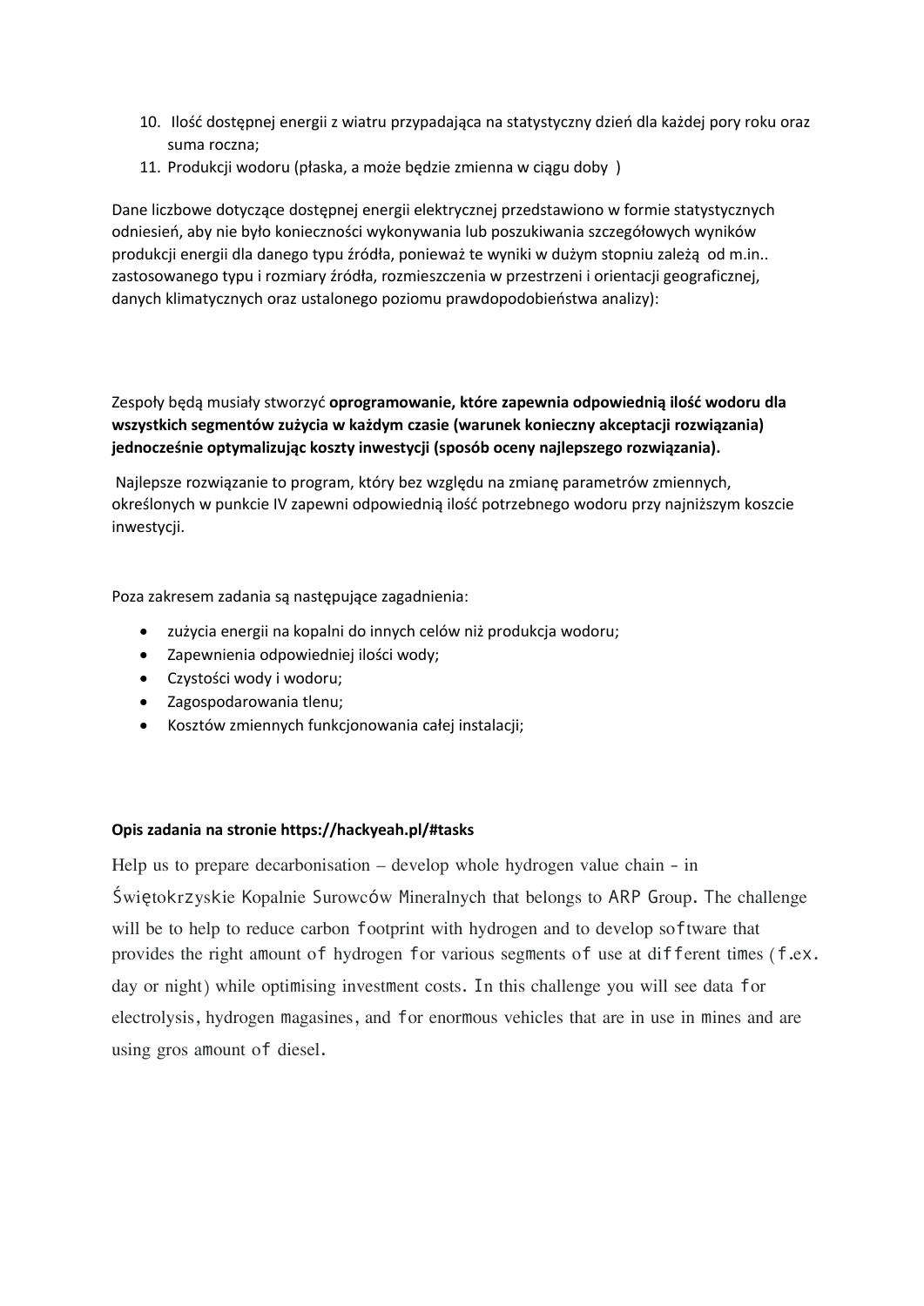10. Ilość dostępnej energii z wiatru przypadająca na statystyczny dzień dla każdej pory roku oraz suma roczna;
11. Produkcji wodoru (płaska, a może będzie zmienna w ciągu doby )

Dane liczbowe dotyczące dostępnej energii elektrycznej przedstawiono w formie statystycznych odniesień, aby nie było konieczności wykonywania lub poszukiwania szczegółowych wyników produkcji energii dla danego typu źródła, ponieważ te wyniki w dużym stopniu zależą od m.in.. zastosowanego typu i rozmiary źródła, rozmieszczenia w przestrzeni i orientacji geograficznej, danych klimatycznych oraz ustalonego poziomu prawdopodobieństwa analizy):

Zespoły będą musiały stworzyć **oprogramowanie, które zapewnia odpowiednią ilość wodoru dla wszystkich segmentów zużycia w każdym czasie (warunek konieczny akceptacji rozwiązania) jednocześnie optymalizując koszty inwestycji (sposób oceny najlepszego rozwiązania).**

Najlepsze rozwiązanie to program, który bez względu na zmianę parametrów zmiennych, określonych w punkcie IV zapewni odpowiednią ilość potrzebnego wodoru przy najniższym koszcie inwestycji.

Poza zakresem zadania są następujące zagadnienia:

- zużycia energii na kopalni do innych celów niż produkcja wodoru;
- Zapewnienia odpowiedniej ilości wody;
- Czystości wody i wodoru;
- Zagospodarowania tlenu;
- Kosztów zmiennych funkcjonowania całej instalacji;

**Opis zadania na stronie https://hackyeah.pl/#tasks**

Help us to prepare decarbonisation – develop whole hydrogen value chain - in Świętokrzyskie Kopalnie Surowców Mineralnych that belongs to ARP Group. The challenge will be to help to reduce carbon footprint with hydrogen and to develop software that provides the right amount of hydrogen for various segments of use at different times (f.ex. day or night) while optimising investment costs. In this challenge you will see data for electrolysis, hydrogen magasines, and for enormous vehicles that are in use in mines and are using gros amount of diesel.